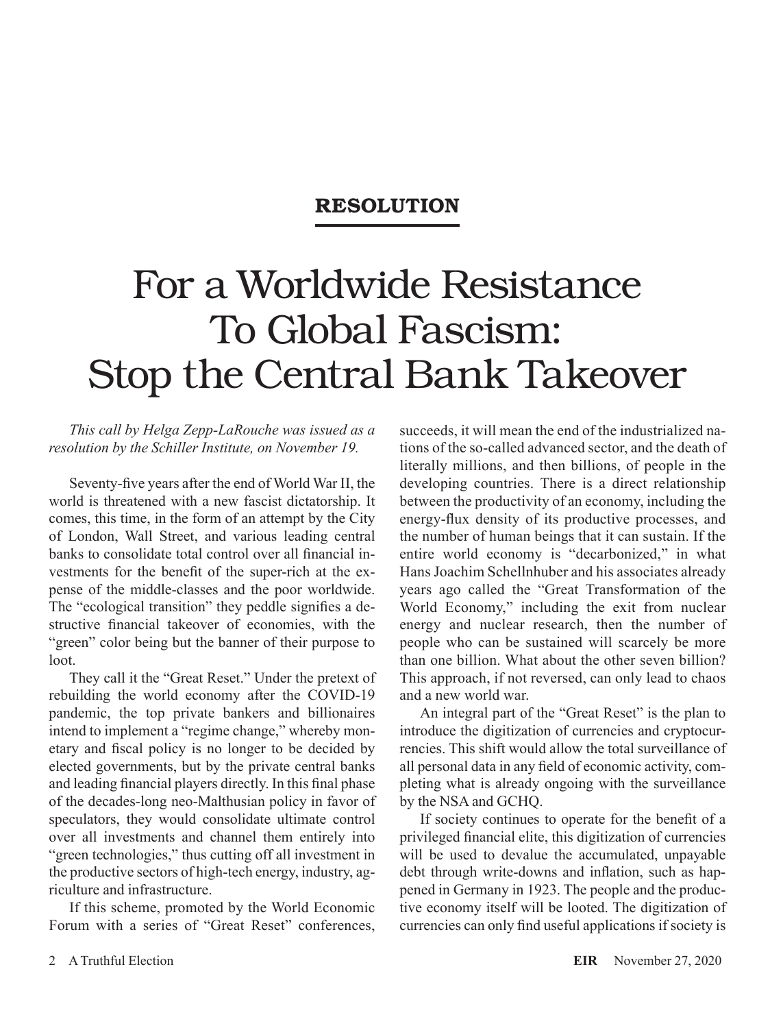**RESOLUTION**

# For a Worldwide Resistance To Global Fascism: Stop the Central Bank Takeover

*This call by Helga Zepp-LaRouche was issued as a resolution by the Schiller Institute, on November 19.*

Seventy-five years after the end of World War II, the world is threatened with a new fascist dictatorship. It comes, this time, in the form of an attempt by the City of London, Wall Street, and various leading central banks to consolidate total control over all financial investments for the benefit of the super-rich at the expense of the middle-classes and the poor worldwide. The "ecological transition" they peddle signifies a destructive financial takeover of economies, with the "green" color being but the banner of their purpose to loot.

They call it the "Great Reset." Under the pretext of rebuilding the world economy after the COVID-19 pandemic, the top private bankers and billionaires intend to implement a "regime change," whereby monetary and fiscal policy is no longer to be decided by elected governments, but by the private central banks and leading financial players directly. In this final phase of the decades-long neo-Malthusian policy in favor of speculators, they would consolidate ultimate control over all investments and channel them entirely into "green technologies," thus cutting off all investment in the productive sectors of high-tech energy, industry, agriculture and infrastructure.

If this scheme, promoted by the World Economic Forum with a series of "Great Reset" conferences, succeeds, it will mean the end of the industrialized nations of the so-called advanced sector, and the death of literally millions, and then billions, of people in the developing countries. There is a direct relationship between the productivity of an economy, including the energy-flux density of its productive processes, and the number of human beings that it can sustain. If the entire world economy is "decarbonized," in what Hans Joachim Schellnhuber and his associates already years ago called the "Great Transformation of the World Economy," including the exit from nuclear energy and nuclear research, then the number of people who can be sustained will scarcely be more than one billion. What about the other seven billion? This approach, if not reversed, can only lead to chaos and a new world war.

An integral part of the "Great Reset" is the plan to introduce the digitization of currencies and cryptocurrencies. This shift would allow the total surveillance of all personal data in any field of economic activity, completing what is already ongoing with the surveillance by the NSA and GCHQ.

If society continues to operate for the benefit of a privileged financial elite, this digitization of currencies will be used to devalue the accumulated, unpayable debt through write-downs and inflation, such as happened in Germany in 1923. The people and the productive economy itself will be looted. The digitization of currencies can only find useful applications if society is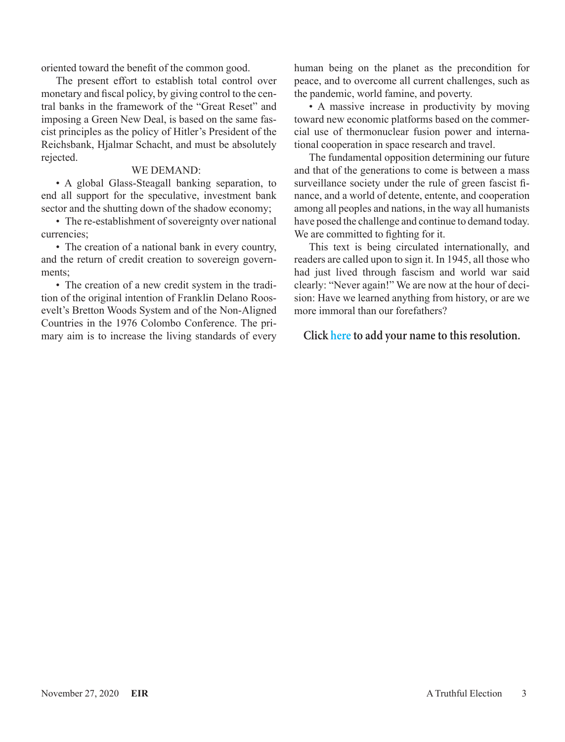oriented toward the benefit of the common good.

The present effort to establish total control over monetary and fiscal policy, by giving control to the central banks in the framework of the "Great Reset" and imposing a Green New Deal, is based on the same fascist principles as the policy of Hitler's President of the Reichsbank, Hjalmar Schacht, and must be absolutely rejected.

WE DEMAND:

- A global Glass-Steagall banking separation, to end all support for the speculative, investment bank sector and the shutting down of the shadow economy;
- The re-establishment of sovereignty over national currencies;
- The creation of a national bank in every country, and the return of credit creation to sovereign governments;
- The creation of a new credit system in the tradition of the original intention of Franklin Delano Roosevelt's Bretton Woods System and of the Non-Aligned Countries in the 1976 Colombo Conference. The primary aim is to increase the living standards of every human being on the planet as the precondition for peace, and to overcome all current challenges, such as the pandemic, world famine, and poverty.
- A massive increase in productivity by moving toward new economic platforms based on the commercial use of thermonuclear fusion power and international cooperation in space research and travel.

The fundamental opposition determining our future and that of the generations to come is between a mass surveillance society under the rule of green fascist finance, and a world of detente, entente, and cooperation among all peoples and nations, in the way all humanists have posed the challenge and continue to demand today. We are committed to fighting for it.

This text is being circulated internationally, and readers are called upon to sign it. In 1945, all those who had just lived through fascism and world war said clearly: "Never again!" We are now at the hour of decision: Have we learned anything from history, or are we more immoral than our forefathers?

**Click here to add your name to this resolution.**